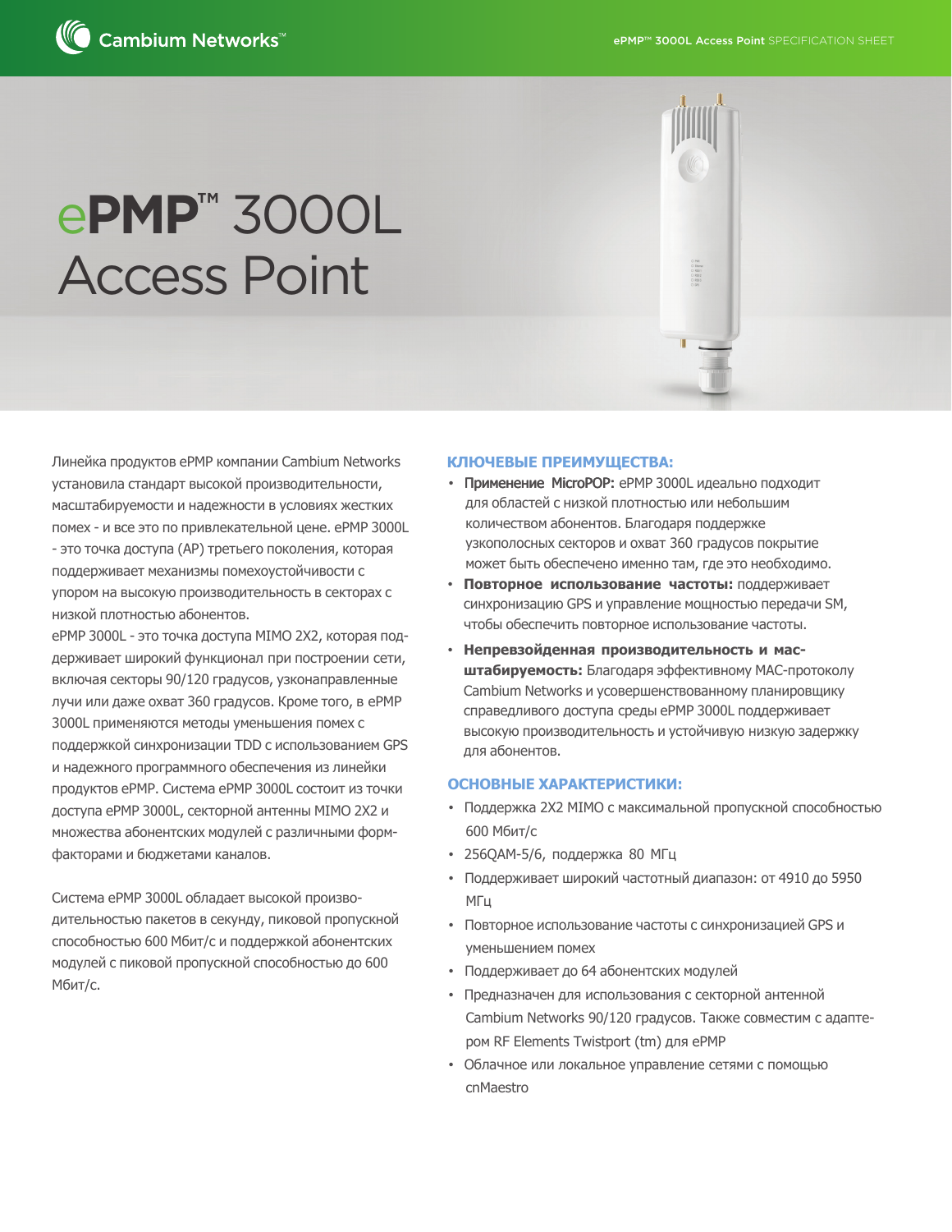# ePMP™ 3000L Access Point

Линейка продуктов ePMP компании Cambium Networks установила стандарт высокой производительности, масштабируемости и надежности в условиях жестких помех - и все это по привлекательной цене. ePMP 3000L - это точка доступа (AP) третьего поколения, которая поддерживает механизмы помехоустойчивости с упором на высокую производительность в секторах с низкой плотностью абонентов.

ePMP 3000L - это точка доступа MIMO 2X2, которая поддерживает широкий функционал при построении сети, включая секторы 90/120 градусов, узконаправленные лучи или даже охват 360 градусов. Кроме того, в ePMP 3000L применяются методы уменьшения помех с поддержкой синхронизации TDD с использованием GPS и надежного программного обеспечения из линейки продуктов ePMP. Система ePMP 3000L состоит из точки доступа ePMP 3000L, секторной антенны MIMO 2X2 и множества абонентских модулей с различными форм-факторами и бюджетами каналов.

Система ePMP 3000L обладает высокой производительностью пакетов в секунду, пиковой пропускной способностью 600 Мбит/с и поддержкой абонентских модулей с пиковой пропускной способностью до 600 Мбит/с.

## КЛЮЧЕВЫЕ ПРЕИМУЩЕСТВА:

- **Применение MicroPOP:** ePMP 3000L идеально подходит для областей с низкой плотностью или небольшим количеством абонентов. Благодаря поддержке узкополосных секторов и охват 360 градусов покрытие может быть обеспечено именно там, где это необходимо.
- **Повторное использование частоты:** поддерживает синхронизацию GPS и управление мощностью передачи SM, чтобы обеспечить повторное использование частоты.
- **Непревзойденная производительность и масштабируемость:** Благодаря эффективному MAC-протоколу Cambium Networks и усовершенствованному планировщику справедливого доступа среды ePMP 3000L поддерживает высокую производительность и устойчивую низкую задержку для абонентов.

## ОСНОВНЫЕ ХАРАКТЕРИСТИКИ:

- Поддержка 2X2 MIMO с максимальной пропускной способностью 600 Мбит/с
- 256QAM-5/6, поддержка 80 МГц
- Поддерживает широкий частотный диапазон: от 4910 до 5950 МГц
- Повторное использование частоты с синхронизацией GPS и уменьшением помех
- Поддерживает до 64 абонентских модулей
- Предназначен для использования с секторной антенной Cambium Networks 90/120 градусов. Также совместим с адаптером RF Elements Twistport (tm) для ePMP
- Облачное или локальное управление сетями с помощью cnMaestro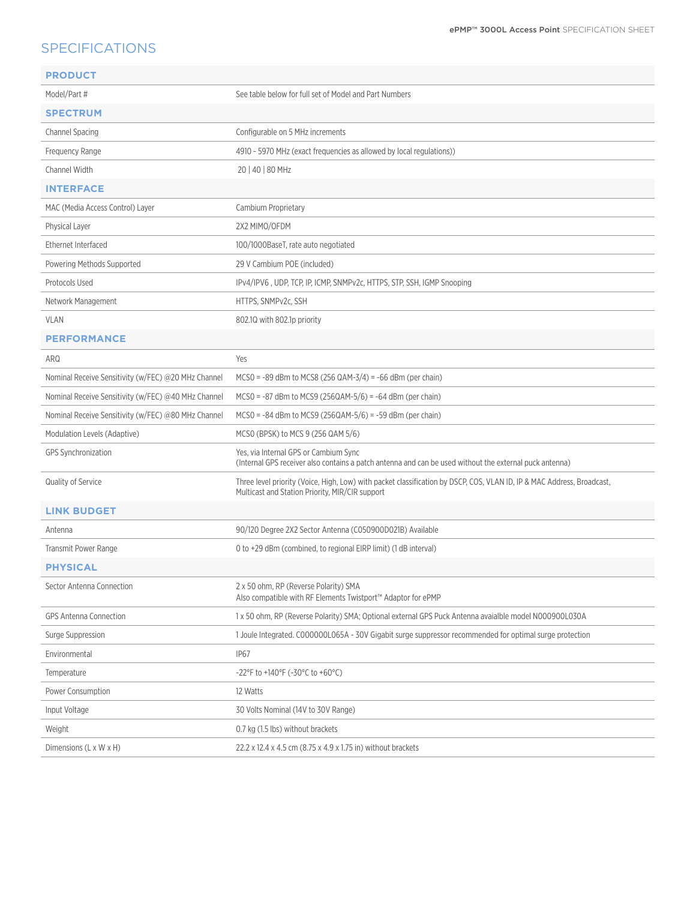## SPECIFICATIONS

| **PRODUCT** | |
|---|---|
| Model/Part # | See table below for full set of Model and Part Numbers |
| **SPECTRUM** | |
| Channel Spacing | Configurable on 5 MHz increments |
| Frequency Range | 4910 - 5970 MHz (exact frequencies as allowed by local regulations)) |
| Channel Width | 20 \| 40 \| 80 MHz |
| **INTERFACE** | |
| MAC (Media Access Control) Layer | Cambium Proprietary |
| Physical Layer | 2X2 MIMO/OFDM |
| Ethernet Interfaced | 100/1000BaseT, rate auto negotiated |
| Powering Methods Supported | 29 V Cambium POE (included) |
| Protocols Used | IPv4/IPV6 , UDP, TCP, IP, ICMP, SNMPv2c, HTTPS, STP, SSH, IGMP Snooping |
| Network Management | HTTPS, SNMPv2c, SSH |
| VLAN | 802.1Q with 802.1p priority |
| **PERFORMANCE** | |
| ARQ | Yes |
| Nominal Receive Sensitivity (w/FEC) @20 MHz Channel | MCS0 = -89 dBm to MCS8 (256 QAM-3/4) = -66 dBm (per chain) |
| Nominal Receive Sensitivity (w/FEC) @40 MHz Channel | MCS0 = -87 dBm to MCS9 (256QAM-5/6) = -64 dBm (per chain) |
| Nominal Receive Sensitivity (w/FEC) @80 MHz Channel | MCS0 = -84 dBm to MCS9 (256QAM-5/6) = -59 dBm (per chain) |
| Modulation Levels (Adaptive) | MCS0 (BPSK) to MCS 9 (256 QAM 5/6) |
| GPS Synchronization | Yes, via Internal GPS or Cambium Sync<br>(Internal GPS receiver also contains a patch antenna and can be used without the external puck antenna) |
| Quality of Service | Three level priority (Voice, High, Low) with packet classification by DSCP, COS, VLAN ID, IP & MAC Address, Broadcast, Multicast and Station Priority, MIR/CIR support |
| **LINK BUDGET** | |
| Antenna | 90/120 Degree 2X2 Sector Antenna (C050900D021B) Available |
| Transmit Power Range | 0 to +29 dBm (combined, to regional EIRP limit) (1 dB interval) |
| **PHYSICAL** | |
| Sector Antenna Connection | 2 x 50 ohm, RP (Reverse Polarity) SMA<br>Also compatible with RF Elements Twistport™ Adaptor for ePMP |
| GPS Antenna Connection | 1 x 50 ohm, RP (Reverse Polarity) SMA; Optional external GPS Puck Antenna avaialble model N000900L030A |
| Surge Suppression | 1 Joule Integrated. C000000L065A - 30V Gigabit surge suppressor recommended for optimal surge protection |
| Environmental | IP67 |
| Temperature | -22°F to +140°F (-30°C to +60°C) |
| Power Consumption | 12 Watts |
| Input Voltage | 30 Volts Nominal (14V to 30V Range) |
| Weight | 0.7 kg (1.5 lbs) without brackets |
| Dimensions (L x W x H) | 22.2 x 12.4 x 4.5 cm (8.75 x 4.9 x 1.75 in) without brackets |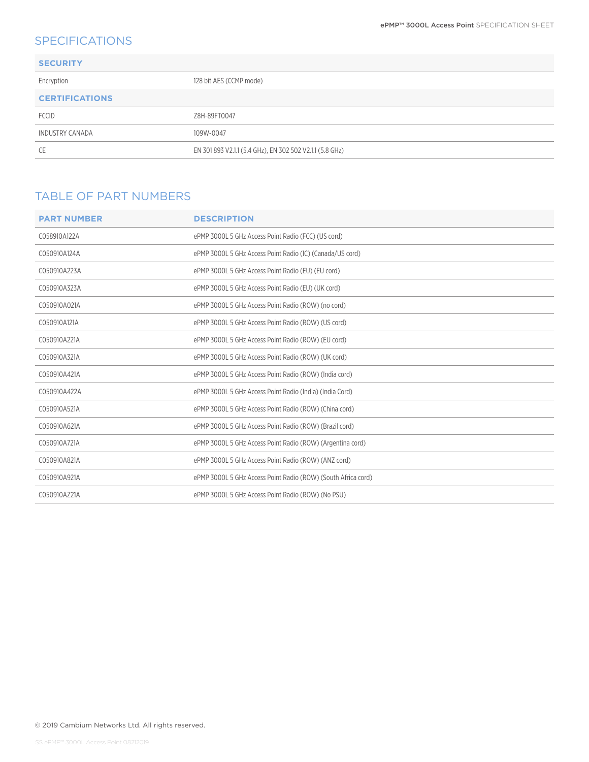## SPECIFICATIONS

| SECURITY | |
|---|---|
| Encryption | 128 bit AES (CCMP mode) |
| **CERTIFICATIONS** | |
| FCCID | Z8H-89FT0047 |
| INDUSTRY CANADA | 109W-0047 |
| CE | EN 301 893 V2.1.1 (5.4 GHz), EN 302 502 V2.1.1 (5.8 GHz) |

## TABLE OF PART NUMBERS

| PART NUMBER | DESCRIPTION |
|---|---|
| C058910A122A | ePMP 3000L 5 GHz Access Point Radio (FCC) (US cord) |
| C050910A124A | ePMP 3000L 5 GHz Access Point Radio (IC) (Canada/US cord) |
| C050910A223A | ePMP 3000L 5 GHz Access Point Radio (EU) (EU cord) |
| C050910A323A | ePMP 3000L 5 GHz Access Point Radio (EU) (UK cord) |
| C050910A021A | ePMP 3000L 5 GHz Access Point Radio (ROW) (no cord) |
| C050910A121A | ePMP 3000L 5 GHz Access Point Radio (ROW) (US cord) |
| C050910A221A | ePMP 3000L 5 GHz Access Point Radio (ROW) (EU cord) |
| C050910A321A | ePMP 3000L 5 GHz Access Point Radio (ROW) (UK cord) |
| C050910A421A | ePMP 3000L 5 GHz Access Point Radio (ROW) (India cord) |
| C050910A422A | ePMP 3000L 5 GHz Access Point Radio (India) (India Cord) |
| C050910A521A | ePMP 3000L 5 GHz Access Point Radio (ROW) (China cord) |
| C050910A621A | ePMP 3000L 5 GHz Access Point Radio (ROW) (Brazil cord) |
| C050910A721A | ePMP 3000L 5 GHz Access Point Radio (ROW) (Argentina cord) |
| C050910A821A | ePMP 3000L 5 GHz Access Point Radio (ROW) (ANZ cord) |
| C050910A921A | ePMP 3000L 5 GHz Access Point Radio (ROW) (South Africa cord) |
| C050910AZ21A | ePMP 3000L 5 GHz Access Point Radio (ROW) (No PSU) |

© 2019 Cambium Networks Ltd. All rights reserved.

SS ePMP™ 3000L Access Point 08212019